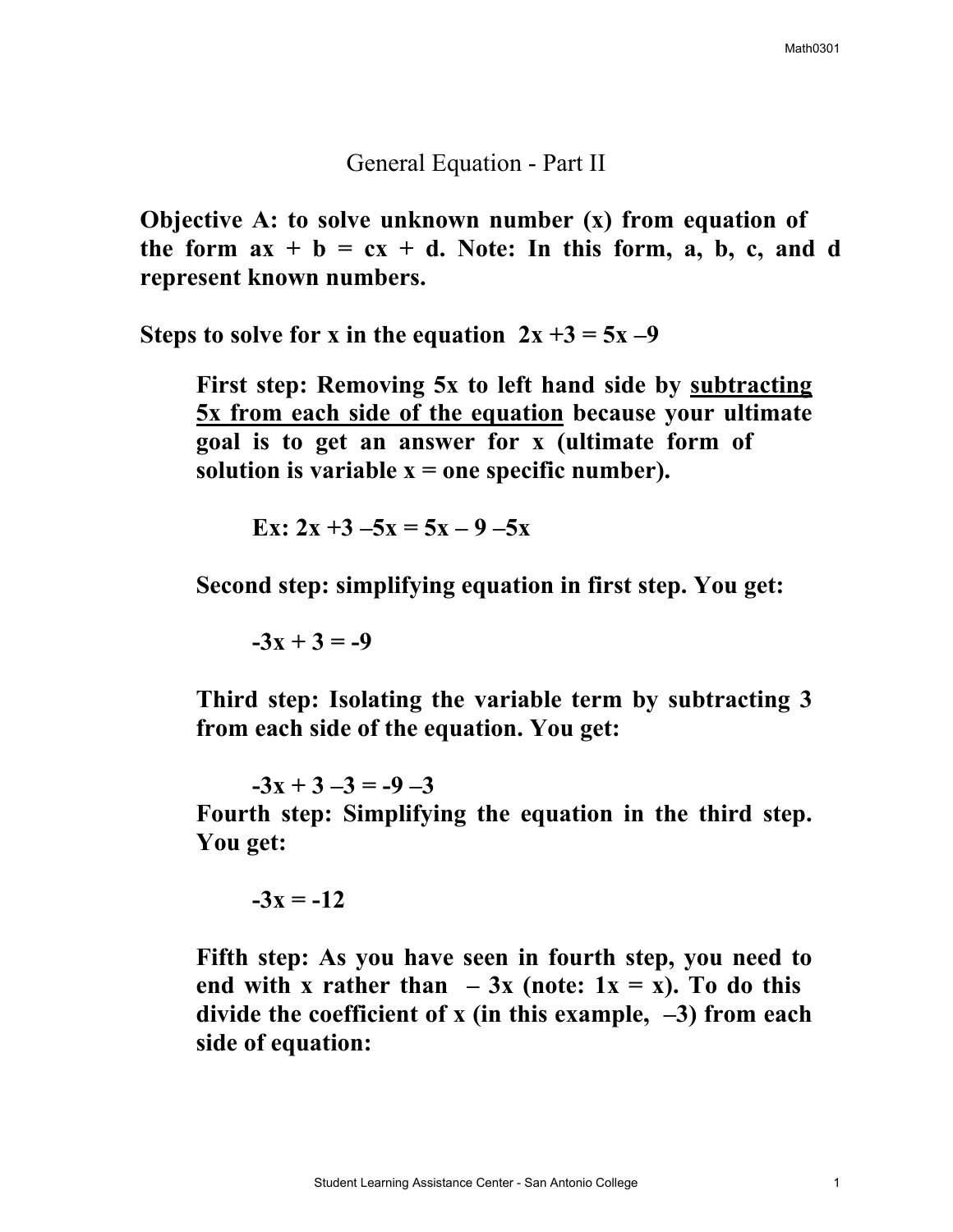# General Equation - Part II

**Objective A: to solve unknown number (x) from equation of the form $ax + b = cx + d$. Note: In this form, a, b, c, and d represent known numbers.**

**Steps to solve for x in the equation $2x + 3 = 5x - 9$**

> **First step: Removing 5x to left hand side by <u>subtracting 5x from each side of the equation</u> because your ultimate goal is to get an answer for x (ultimate form of solution is variable x = one specific number).**
>
> **Ex:** $2x + 3 - 5x = 5x - 9 - 5x$
>
> **Second step: simplifying equation in first step. You get:**
>
> $-3x + 3 = -9$
>
> **Third step: Isolating the variable term by subtracting 3 from each side of the equation. You get:**
>
> $-3x + 3 - 3 = -9 - 3$
>
> **Fourth step: Simplifying the equation in the third step. You get:**
>
> $-3x = -12$
>
> **Fifth step: As you have seen in fourth step, you need to end with x rather than $-3x$ (note: $1x = x$). To do this divide the coefficient of x (in this example, $-3$) from each side of equation:**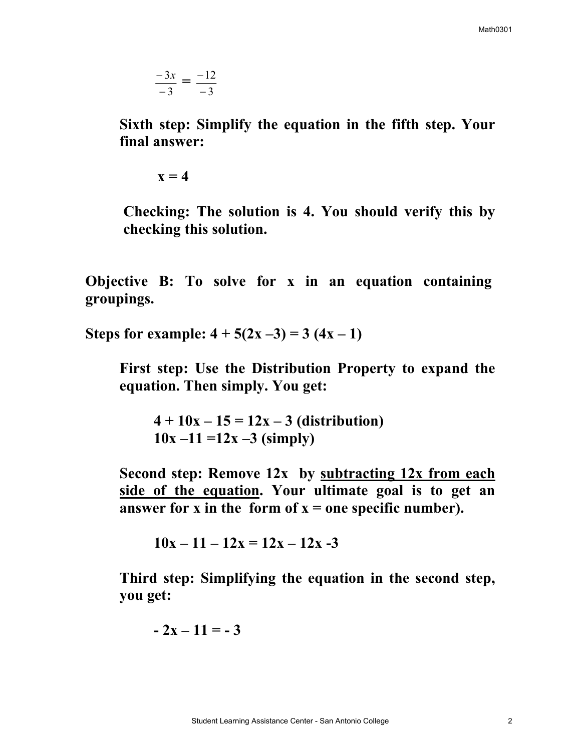$$\frac{-3x}{-3} = \frac{-12}{-3}$$

**Sixth step: Simplify the equation in the fifth step. Your final answer:**

$$\mathbf{x = 4}$$

**Checking: The solution is 4. You should verify this by checking this solution.**

**Objective B: To solve for x in an equation containing groupings.**

**Steps for example: $4 + 5(2x - 3) = 3(4x - 1)$**

**First step: Use the Distribution Property to expand the equation. Then simply. You get:**

$4 + 10x - 15 = 12x - 3$ **(distribution)**
$10x - 11 = 12x - 3$ **(simply)**

**Second step: Remove 12x by <u>subtracting 12x from each side of the equation</u>. Your ultimate goal is to get an answer for x in the form of x = one specific number).**

$$10x - 11 - 12x = 12x - 12x - 3$$

**Third step: Simplifying the equation in the second step, you get:**

$$-2x - 11 = -3$$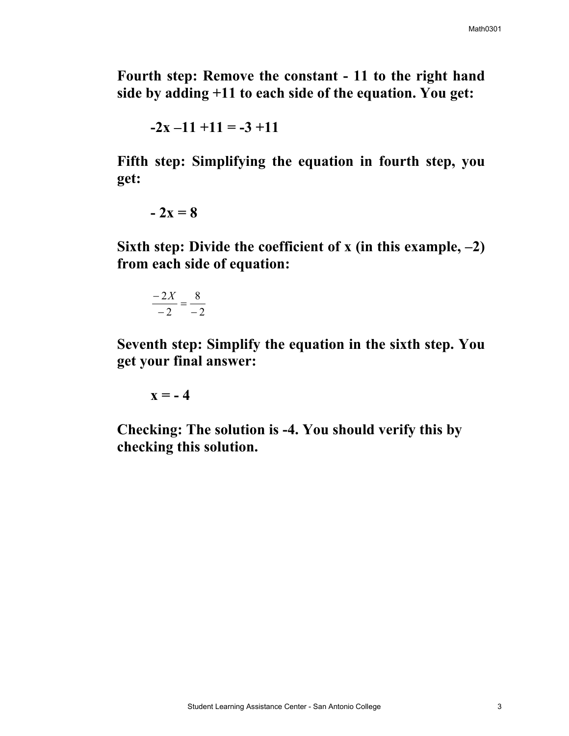**Fourth step: Remove the constant - 11 to the right hand side by adding +11 to each side of the equation. You get:**

$$-2x - 11 + 11 = -3 + 11$$

**Fifth step: Simplifying the equation in fourth step, you get:**

$$-2x = 8$$

**Sixth step: Divide the coefficient of x (in this example, –2) from each side of equation:**

$$\frac{-2X}{-2} = \frac{8}{-2}$$

**Seventh step: Simplify the equation in the sixth step. You get your final answer:**

$$x = -4$$

**Checking: The solution is -4. You should verify this by checking this solution.**